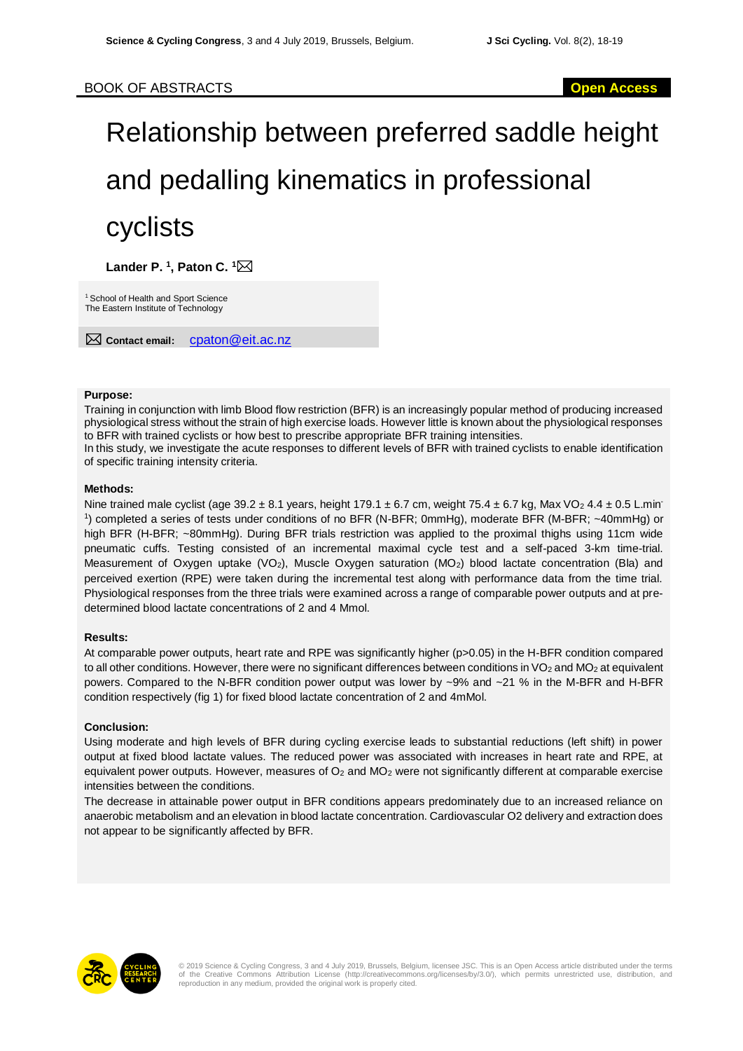BOOK OF ABSTRACTS

Open Access

# Relationship between preferred saddle height and pedalling kinematics in professional cyclists

**Lander P.** [1]**, Paton C.** [1]

[1] School of Health and Sport Science
The Eastern Institute of Technology

**Contact email:** cpaton@eit.ac.nz

### Purpose:

Training in conjunction with limb Blood flow restriction (BFR) is an increasingly popular method of producing increased physiological stress without the strain of high exercise loads. However little is known about the physiological responses to BFR with trained cyclists or how best to prescribe appropriate BFR training intensities.

In this study, we investigate the acute responses to different levels of BFR with trained cyclists to enable identification of specific training intensity criteria.

### Methods:

Nine trained male cyclist (age 39.2 ± 8.1 years, height 179.1 ± 6.7 cm, weight 75.4 ± 6.7 kg, Max $VO_2$ 4.4 ± 0.5 $L.min^{-1}$) completed a series of tests under conditions of no BFR (N-BFR; 0mmHg), moderate BFR (M-BFR; ~40mmHg) or high BFR (H-BFR; ~80mmHg). During BFR trials restriction was applied to the proximal thighs using 11cm wide pneumatic cuffs. Testing consisted of an incremental maximal cycle test and a self-paced 3-km time-trial. Measurement of Oxygen uptake ($VO_2$), Muscle Oxygen saturation ($MO_2$) blood lactate concentration (Bla) and perceived exertion (RPE) were taken during the incremental test along with performance data from the time trial. Physiological responses from the three trials were examined across a range of comparable power outputs and at pre-determined blood lactate concentrations of 2 and 4 Mmol.

### Results:

At comparable power outputs, heart rate and RPE was significantly higher ($p>0.05$) in the H-BFR condition compared to all other conditions. However, there were no significant differences between conditions in $VO_2$ and $MO_2$ at equivalent powers. Compared to the N-BFR condition power output was lower by ~9% and ~21 % in the M-BFR and H-BFR condition respectively (fig 1) for fixed blood lactate concentration of 2 and 4mMol.

### Conclusion:

Using moderate and high levels of BFR during cycling exercise leads to substantial reductions (left shift) in power output at fixed blood lactate values. The reduced power was associated with increases in heart rate and RPE, at equivalent power outputs. However, measures of $O_2$ and $MO_2$ were not significantly different at comparable exercise intensities between the conditions.

The decrease in attainable power output in BFR conditions appears predominately due to an increased reliance on anaerobic metabolism and an elevation in blood lactate concentration. Cardiovascular O2 delivery and extraction does not appear to be significantly affected by BFR.

© 2019 Science & Cycling Congress, 3 and 4 July 2019, Brussels, Belgium, licensee JSC. This is an Open Access article distributed under the terms of the Creative Commons Attribution License (http://creativecommons.org/licenses/by/3.0/), which permits unrestricted use, distribution, and reproduction in any medium, provided the original work is properly cited.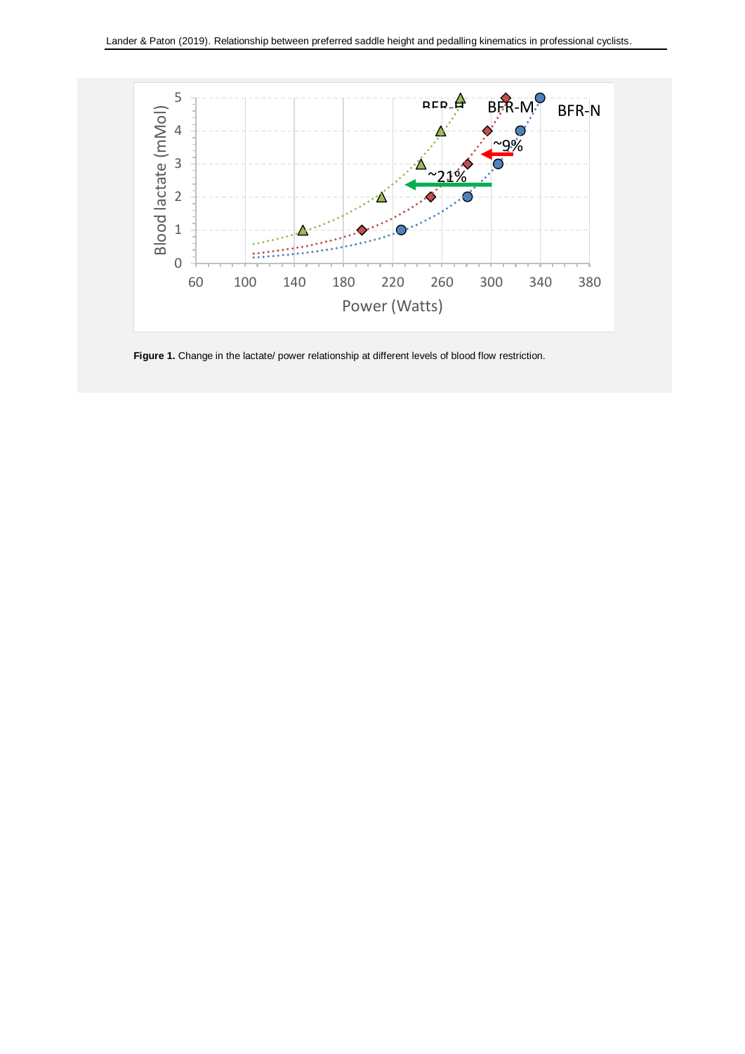5

4

3

2

1

0

Blood lactate (mMol)

60 100 140 180 220 260 300 340 380

Power (Watts)

BFR-H

BFR-M

BFR-N

~9%

~21%

**Figure 1.** Change in the lactate/ power relationship at different levels of blood flow restriction.